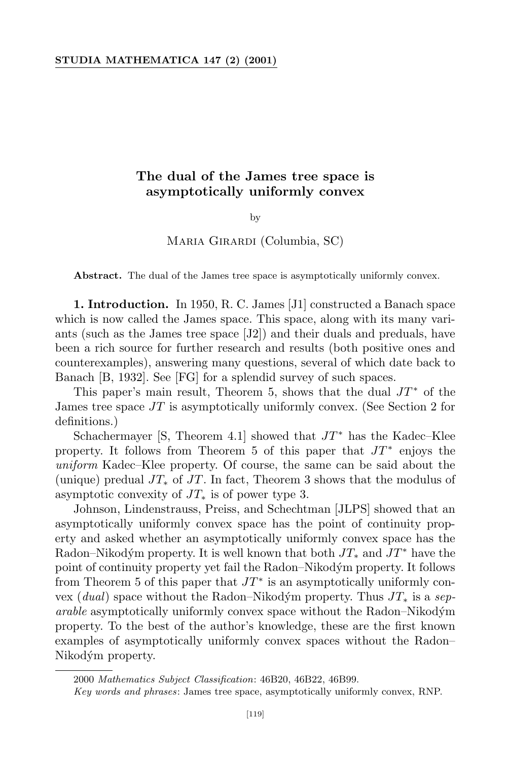# The dual of the James tree space is asymptotically uniformly convex

by

Maria Girardi (Columbia, SC)

**Abstract.** The dual of the James tree space is asymptotically uniformly convex.

**1. Introduction.** In 1950, R. C. James [J1] constructed a Banach space which is now called the James space. This space, along with its many variants (such as the James tree space [J2]) and their duals and preduals, have been a rich source for further research and results (both positive ones and counterexamples), answering many questions, several of which date back to Banach [B, 1932]. See [FG] for a splendid survey of such spaces.

This paper's main result, Theorem 5, shows that the dual $JT^*$ of the James tree space $JT$ is asymptotically uniformly convex. (See Section 2 for definitions.)

Schachermayer [S, Theorem 4.1] showed that $JT^*$ has the Kadec–Klee property. It follows from Theorem 5 of this paper that $JT^*$ enjoys the *uniform* Kadec–Klee property. Of course, the same can be said about the (unique) predual $JT_*$ of $JT$. In fact, Theorem 3 shows that the modulus of asymptotic convexity of $JT_*$ is of power type 3.

Johnson, Lindenstrauss, Preiss, and Schechtman [JLPS] showed that an asymptotically uniformly convex space has the point of continuity property and asked whether an asymptotically uniformly convex space has the Radon–Nikodým property. It is well known that both $JT_*$ and $JT^*$ have the point of continuity property yet fail the Radon–Nikodým property. It follows from Theorem 5 of this paper that $JT^*$ is an asymptotically uniformly convex (*dual*) space without the Radon–Nikodým property. Thus $JT_*$ is a *separable* asymptotically uniformly convex space without the Radon–Nikodým property. To the best of the author's knowledge, these are the first known examples of asymptotically uniformly convex spaces without the Radon–Nikodým property.

---

2000 *Mathematics Subject Classification*: 46B20, 46B22, 46B99.

*Key words and phrases*: James tree space, asymptotically uniformly convex, RNP.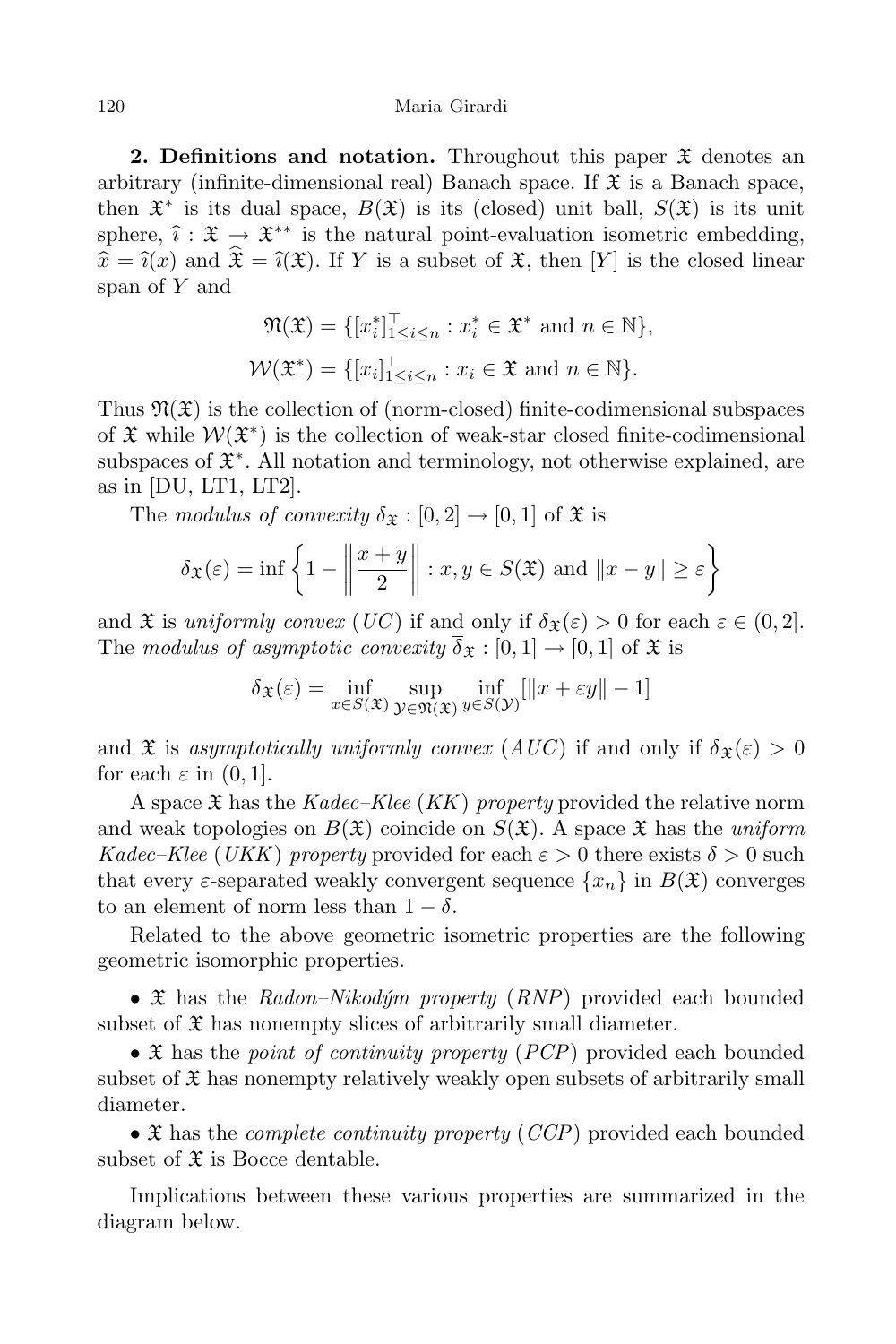**2. Definitions and notation.** Throughout this paper $\mathfrak{X}$ denotes an arbitrary (infinite-dimensional real) Banach space. If $\mathfrak{X}$ is a Banach space, then $\mathfrak{X}^*$ is its dual space, $B(\mathfrak{X})$ is its (closed) unit ball, $S(\mathfrak{X})$ is its unit sphere, $\widehat{\imath} : \mathfrak{X} \to \mathfrak{X}^{**}$ is the natural point-evaluation isometric embedding, $\widehat{x} = \widehat{\imath}(x)$ and $\widehat{\mathfrak{X}} = \widehat{\imath}(\mathfrak{X})$. If $Y$ is a subset of $\mathfrak{X}$, then $[Y]$ is the closed linear span of $Y$ and

$$\mathfrak{N}(\mathfrak{X}) = \{[x_i^*]_{1 \le i \le n}^{\top} : x_i^* \in \mathfrak{X}^* \text{ and } n \in \mathbb{N}\},$$

$$\mathcal{W}(\mathfrak{X}^*) = \{[x_i]_{1 \le i \le n}^{\perp} : x_i \in \mathfrak{X} \text{ and } n \in \mathbb{N}\}.$$

Thus $\mathfrak{N}(\mathfrak{X})$ is the collection of (norm-closed) finite-codimensional subspaces of $\mathfrak{X}$ while $\mathcal{W}(\mathfrak{X}^*)$ is the collection of weak-star closed finite-codimensional subspaces of $\mathfrak{X}^*$. All notation and terminology, not otherwise explained, are as in [DU, LT1, LT2].

The *modulus of convexity* $\delta_{\mathfrak{X}} : [0, 2] \to [0, 1]$ of $\mathfrak{X}$ is

$$\delta_{\mathfrak{X}}(\varepsilon) = \inf \left\{ 1 - \left\| \frac{x + y}{2} \right\| : x, y \in S(\mathfrak{X}) \text{ and } \|x - y\| \ge \varepsilon \right\}$$

and $\mathfrak{X}$ is *uniformly convex* (*UC*) if and only if $\delta_{\mathfrak{X}}(\varepsilon) > 0$ for each $\varepsilon \in (0, 2]$. The *modulus of asymptotic convexity* $\overline{\delta}_{\mathfrak{X}} : [0, 1] \to [0, 1]$ of $\mathfrak{X}$ is

$$\overline{\delta}_{\mathfrak{X}}(\varepsilon) = \inf_{x \in S(\mathfrak{X})} \sup_{\mathcal{Y} \in \mathfrak{N}(\mathfrak{X})} \inf_{y \in S(\mathcal{Y})} [\|x + \varepsilon y\| - 1]$$

and $\mathfrak{X}$ is *asymptotically uniformly convex* (*AUC*) if and only if $\overline{\delta}_{\mathfrak{X}}(\varepsilon) > 0$ for each $\varepsilon$ in $(0, 1]$.

A space $\mathfrak{X}$ has the *Kadec–Klee* (*KK*) *property* provided the relative norm and weak topologies on $B(\mathfrak{X})$ coincide on $S(\mathfrak{X})$. A space $\mathfrak{X}$ has the *uniform Kadec–Klee* (*UKK*) *property* provided for each $\varepsilon > 0$ there exists $\delta > 0$ such that every $\varepsilon$-separated weakly convergent sequence $\{x_n\}$ in $B(\mathfrak{X})$ converges to an element of norm less than $1 - \delta$.

Related to the above geometric isometric properties are the following geometric isomorphic properties.

- $\mathfrak{X}$ has the *Radon–Nikodým property* (*RNP*) provided each bounded subset of $\mathfrak{X}$ has nonempty slices of arbitrarily small diameter.
- $\mathfrak{X}$ has the *point of continuity property* (*PCP*) provided each bounded subset of $\mathfrak{X}$ has nonempty relatively weakly open subsets of arbitrarily small diameter.
- $\mathfrak{X}$ has the *complete continuity property* (*CCP*) provided each bounded subset of $\mathfrak{X}$ is Bocce dentable.

Implications between these various properties are summarized in the diagram below.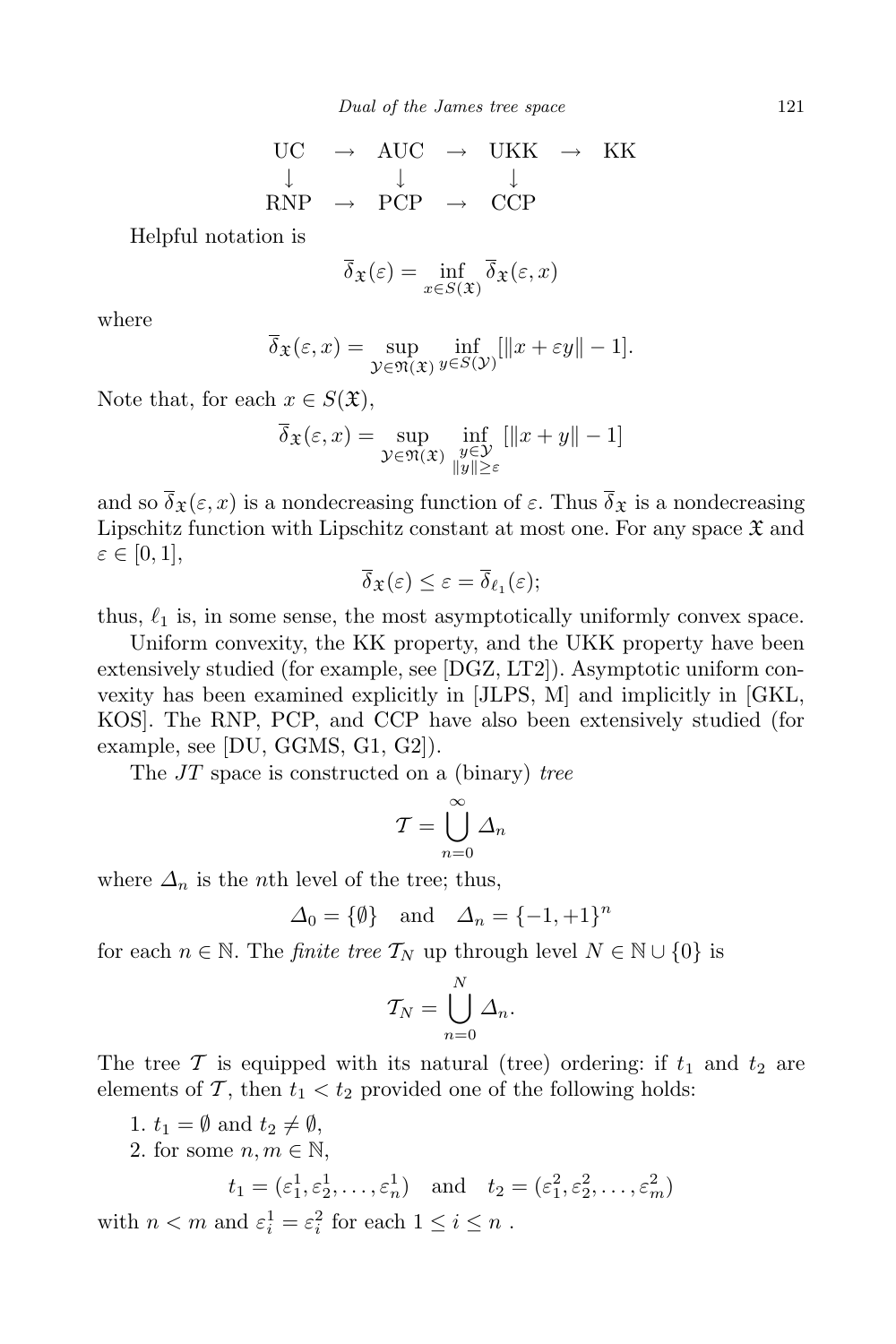$$
\begin{array}{ccccccc}
\text{UC} & \rightarrow & \text{AUC} & \rightarrow & \text{UKK} & \rightarrow & \text{KK} \\
\downarrow & & \downarrow & & \downarrow & & \\
\text{RNP} & \rightarrow & \text{PCP} & \rightarrow & \text{CCP} & &
\end{array}
$$

Helpful notation is

$$
\overline{\delta}_{\mathfrak{X}}(\varepsilon) = \inf_{x \in S(\mathfrak{X})} \overline{\delta}_{\mathfrak{X}}(\varepsilon, x)
$$

where

$$
\overline{\delta}_{\mathfrak{X}}(\varepsilon, x) = \sup_{\mathcal{Y} \in \mathfrak{N}(\mathfrak{X})} \inf_{y \in S(\mathcal{Y})} [\|x + \varepsilon y\| - 1].
$$

Note that, for each $x \in S(\mathfrak{X})$,

$$
\overline{\delta}_{\mathfrak{X}}(\varepsilon, x) = \sup_{\mathcal{Y} \in \mathfrak{N}(\mathfrak{X})} \inf_{\substack{y \in \mathcal{Y} \\ \|y\| \geq \varepsilon}} [\|x + y\| - 1]
$$

and so $\overline{\delta}_{\mathfrak{X}}(\varepsilon, x)$ is a nondecreasing function of $\varepsilon$. Thus $\overline{\delta}_{\mathfrak{X}}$ is a nondecreasing Lipschitz function with Lipschitz constant at most one. For any space $\mathfrak{X}$ and $\varepsilon \in [0, 1]$,

$$
\overline{\delta}_{\mathfrak{X}}(\varepsilon) \leq \varepsilon = \overline{\delta}_{\ell_1}(\varepsilon);
$$

thus, $\ell_1$ is, in some sense, the most asymptotically uniformly convex space.

Uniform convexity, the KK property, and the UKK property have been extensively studied (for example, see [DGZ, LT2]). Asymptotic uniform convexity has been examined explicitly in [JLPS, M] and implicitly in [GKL, KOS]. The RNP, PCP, and CCP have also been extensively studied (for example, see [DU, GGMS, G1, G2]).

The $JT$ space is constructed on a (binary) *tree*

$$
\mathcal{T} = \bigcup_{n=0}^{\infty} \Delta_n
$$

where $\Delta_n$ is the $n$th level of the tree; thus,

$$
\Delta_0 = \{\emptyset\} \quad \text{and} \quad \Delta_n = \{-1, +1\}^n
$$

for each $n \in \mathbb{N}$. The *finite tree* $\mathcal{T}_N$ up through level $N \in \mathbb{N} \cup \{0\}$ is

$$
\mathcal{T}_N = \bigcup_{n=0}^{N} \Delta_n.
$$

The tree $\mathcal{T}$ is equipped with its natural (tree) ordering: if $t_1$ and $t_2$ are elements of $\mathcal{T}$, then $t_1 < t_2$ provided one of the following holds:

1. $t_1 = \emptyset$ and $t_2 \neq \emptyset$,
2. for some $n, m \in \mathbb{N}$,

$$
t_1 = (\varepsilon_1^1, \varepsilon_2^1, \ldots, \varepsilon_n^1) \quad \text{and} \quad t_2 = (\varepsilon_1^2, \varepsilon_2^2, \ldots, \varepsilon_m^2)
$$

with $n < m$ and $\varepsilon_i^1 = \varepsilon_i^2$ for each $1 \leq i \leq n$ .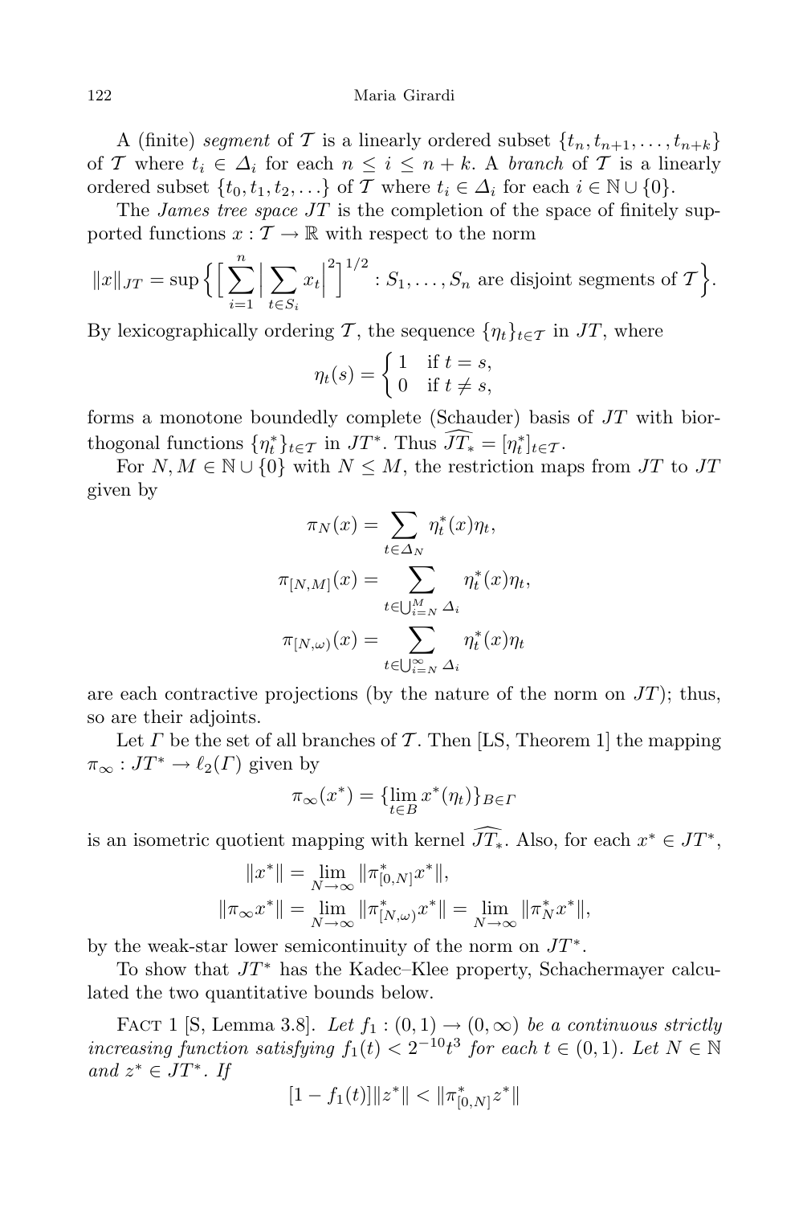A (finite) *segment* of $\mathcal{T}$ is a linearly ordered subset $\{t_n, t_{n+1}, \ldots, t_{n+k}\}$ of $\mathcal{T}$ where $t_i \in \Delta_i$ for each $n \leq i \leq n+k$. A *branch* of $\mathcal{T}$ is a linearly ordered subset $\{t_0, t_1, t_2, \ldots\}$ of $\mathcal{T}$ where $t_i \in \Delta_i$ for each $i \in \mathbb{N} \cup \{0\}$.

The *James tree space* $JT$ is the completion of the space of finitely supported functions $x : \mathcal{T} \to \mathbb{R}$ with respect to the norm

$$\|x\|_{JT} = \sup\Big\{ \Big[ \sum_{i=1}^{n} \Big| \sum_{t \in S_i} x_t \Big|^2 \Big]^{1/2} : S_1, \ldots, S_n \text{ are disjoint segments of } \mathcal{T} \Big\}.$$

By lexicographically ordering $\mathcal{T}$, the sequence $\{\eta_t\}_{t\in\mathcal{T}}$ in $JT$, where

$$\eta_t(s) = \begin{cases} 1 & \text{if } t = s, \\ 0 & \text{if } t \neq s, \end{cases}$$

forms a monotone boundedly complete (Schauder) basis of $JT$ with biorthogonal functions $\{\eta_t^*\}_{t\in\mathcal{T}}$ in $JT^*$. Thus $\widehat{JT_*} = [\eta_t^*]_{t\in\mathcal{T}}$.

For $N, M \in \mathbb{N} \cup \{0\}$ with $N \leq M$, the restriction maps from $JT$ to $JT$ given by

$$\pi_N(x) = \sum_{t \in \Delta_N} \eta_t^*(x)\eta_t,$$

$$\pi_{[N,M]}(x) = \sum_{t \in \bigcup_{i=N}^{M} \Delta_i} \eta_t^*(x)\eta_t,$$

$$\pi_{[N,\omega)}(x) = \sum_{t \in \bigcup_{i=N}^{\infty} \Delta_i} \eta_t^*(x)\eta_t$$

are each contractive projections (by the nature of the norm on $JT$); thus, so are their adjoints.

Let $\Gamma$ be the set of all branches of $\mathcal{T}$. Then [LS, Theorem 1] the mapping $\pi_\infty : JT^* \to \ell_2(\Gamma)$ given by

$$\pi_\infty(x^*) = \{\lim_{t\in B} x^*(\eta_t)\}_{B\in\Gamma}$$

is an isometric quotient mapping with kernel $\widehat{JT_*}$. Also, for each $x^* \in JT^*$,

$$\|x^*\| = \lim_{N\to\infty} \|\pi_{[0,N]}^* x^*\|,$$
$$\|\pi_\infty x^*\| = \lim_{N\to\infty} \|\pi_{[N,\omega)}^* x^*\| = \lim_{N\to\infty} \|\pi_N^* x^*\|,$$

by the weak-star lower semicontinuity of the norm on $JT^*$.

To show that $JT^*$ has the Kadec–Klee property, Schachermayer calculated the two quantitative bounds below.

Fact 1 [S, Lemma 3.8]. *Let $f_1 : (0,1) \to (0,\infty)$ be a continuous strictly increasing function satisfying $f_1(t) < 2^{-10}t^3$ for each $t \in (0,1)$. Let $N \in \mathbb{N}$ and $z^* \in JT^*$. If*

$$[1 - f_1(t)]\|z^*\| < \|\pi_{[0,N]}^* z^*\|$$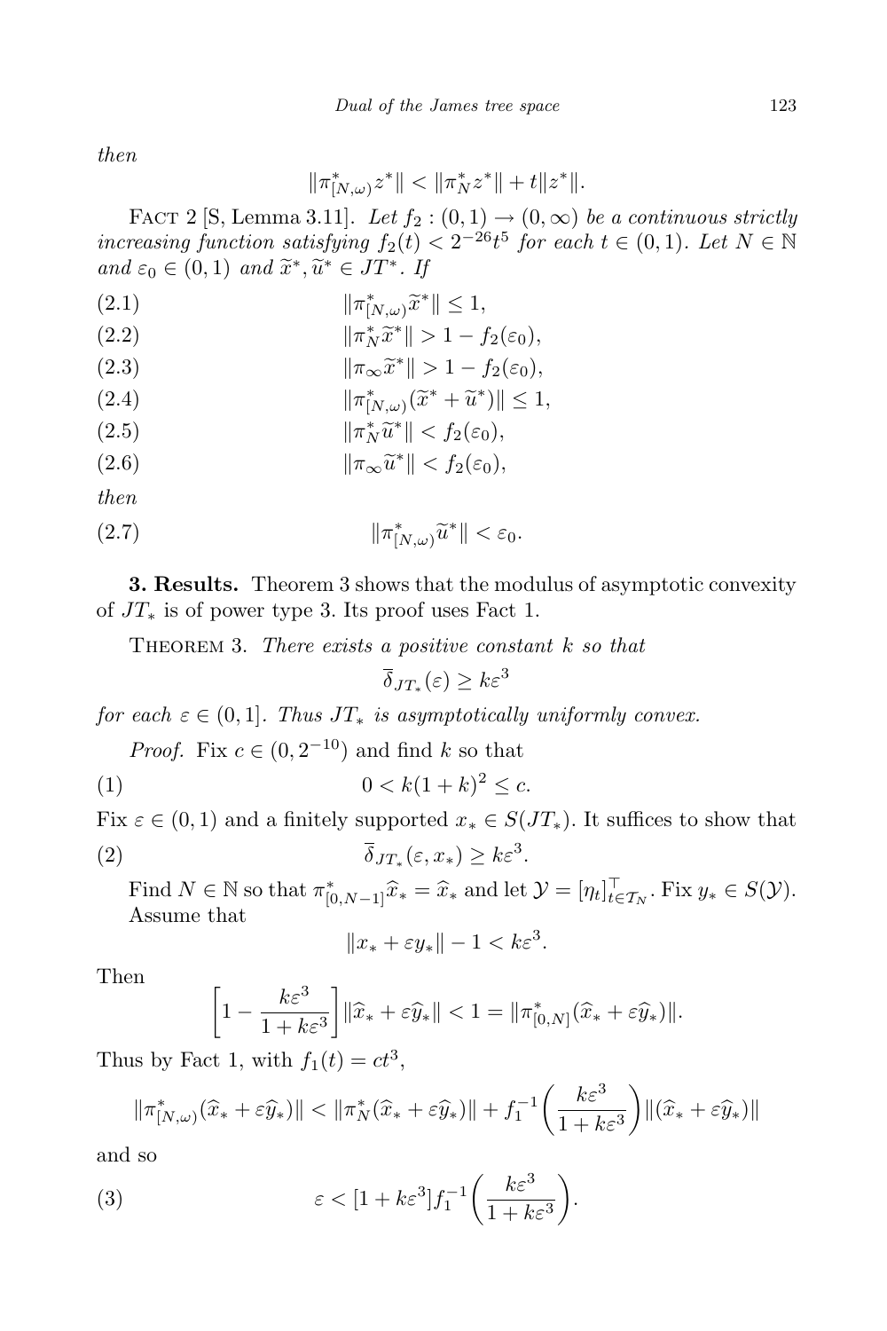then

$$\|\pi^*_{[N,\omega)} z^*\| < \|\pi^*_N z^*\| + t\|z^*\|.$$

FACT 2 [S, Lemma 3.11]. *Let $f_2 : (0,1) \to (0,\infty)$ be a continuous strictly increasing function satisfying $f_2(t) < 2^{-26} t^5$ for each $t \in (0,1)$. Let $N \in \mathbb{N}$ and $\varepsilon_0 \in (0,1)$ and $\widetilde{x}^*, \widetilde{u}^* \in JT^*$. If*

$$\|\pi^*_{[N,\omega)} \widetilde{x}^*\| \le 1, \tag{2.1}$$

$$\|\pi^*_N \widetilde{x}^*\| > 1 - f_2(\varepsilon_0), \tag{2.2}$$

$$\|\pi_\infty \widetilde{x}^*\| > 1 - f_2(\varepsilon_0), \tag{2.3}$$

$$\|\pi^*_{[N,\omega)} (\widetilde{x}^* + \widetilde{u}^*)\| \le 1, \tag{2.4}$$

$$\|\pi^*_N \widetilde{u}^*\| < f_2(\varepsilon_0), \tag{2.5}$$

$$\|\pi_\infty \widetilde{u}^*\| < f_2(\varepsilon_0), \tag{2.6}$$

*then*

$$\|\pi^*_{[N,\omega)} \widetilde{u}^*\| < \varepsilon_0. \tag{2.7}$$

**3. Results.** Theorem 3 shows that the modulus of asymptotic convexity of $JT_*$ is of power type 3. Its proof uses Fact 1.

THEOREM 3. *There exists a positive constant $k$ so that*

$$\overline{\delta}_{JT_*}(\varepsilon) \ge k\varepsilon^3$$

*for each $\varepsilon \in (0,1]$. Thus $JT_*$ is asymptotically uniformly convex.*

*Proof.* Fix $c \in (0, 2^{-10})$ and find $k$ so that

$$0 < k(1+k)^2 \le c. \tag{1}$$

Fix $\varepsilon \in (0,1)$ and a finitely supported $x_* \in S(JT_*)$. It suffices to show that

$$\overline{\delta}_{JT_*}(\varepsilon, x_*) \ge k\varepsilon^3. \tag{2}$$

Find $N \in \mathbb{N}$ so that $\pi^*_{[0,N-1]} \widehat{x}_* = \widehat{x}_*$ and let $\mathcal{Y} = [\eta_t]^\top_{t \in \mathcal{T}_N}$. Fix $y_* \in S(\mathcal{Y})$. Assume that

$$\|x_* + \varepsilon y_*\| - 1 < k\varepsilon^3.$$

Then

$$\left[1 - \frac{k\varepsilon^3}{1 + k\varepsilon^3}\right] \|\widehat{x}_* + \varepsilon \widehat{y}_*\| < 1 = \|\pi^*_{[0,N]} (\widehat{x}_* + \varepsilon \widehat{y}_*)\|.$$

Thus by Fact 1, with $f_1(t) = ct^3$,

$$\|\pi^*_{[N,\omega)} (\widehat{x}_* + \varepsilon \widehat{y}_*)\| < \|\pi^*_N (\widehat{x}_* + \varepsilon \widehat{y}_*)\| + f_1^{-1}\left(\frac{k\varepsilon^3}{1 + k\varepsilon^3}\right) \|(\widehat{x}_* + \varepsilon \widehat{y}_*)\|$$

and so

$$\varepsilon < [1 + k\varepsilon^3] f_1^{-1}\left(\frac{k\varepsilon^3}{1 + k\varepsilon^3}\right). \tag{3}$$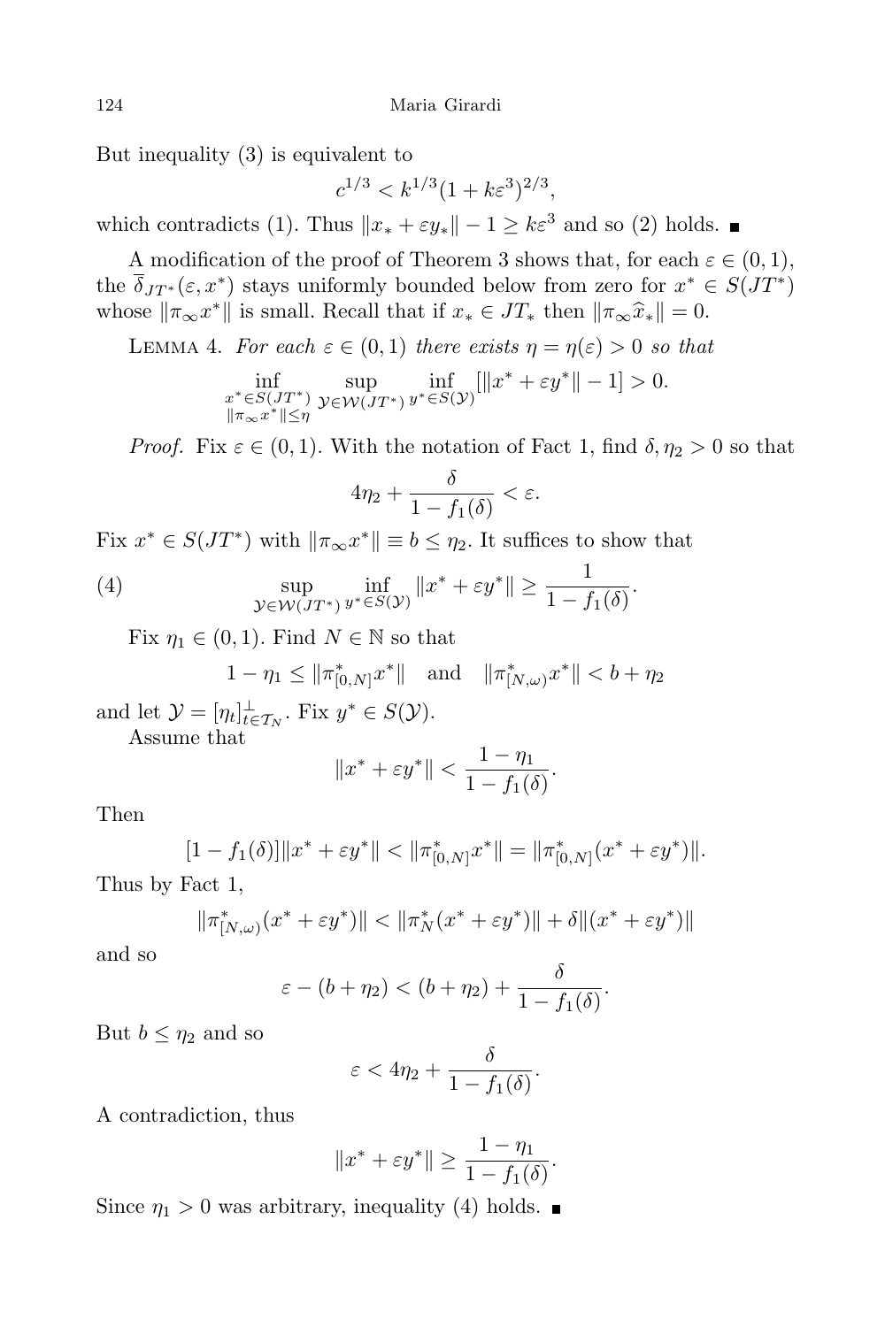But inequality (3) is equivalent to

$$c^{1/3} < k^{1/3}(1 + k\varepsilon^3)^{2/3},$$

which contradicts (1). Thus $\|x_* + \varepsilon y_*\| - 1 \geq k\varepsilon^3$ and so (2) holds. ∎

A modification of the proof of Theorem 3 shows that, for each $\varepsilon \in (0,1)$, the $\overline{\delta}_{JT^*}(\varepsilon, x^*)$ stays uniformly bounded below from zero for $x^* \in S(JT^*)$ whose $\|\pi_\infty x^*\|$ is small. Recall that if $x_* \in JT_*$ then $\|\pi_\infty \widehat{x}_*\| = 0$.

Lemma 4. *For each $\varepsilon \in (0,1)$ there exists $\eta = \eta(\varepsilon) > 0$ so that*

$$\inf_{\substack{x^* \in S(JT^*) \\ \|\pi_\infty x^*\| \leq \eta}} \sup_{\mathcal{Y} \in \mathcal{W}(JT^*)} \inf_{y^* \in S(\mathcal{Y})} [\|x^* + \varepsilon y^*\| - 1] > 0.$$

*Proof.* Fix $\varepsilon \in (0,1)$. With the notation of Fact 1, find $\delta, \eta_2 > 0$ so that

$$4\eta_2 + \frac{\delta}{1 - f_1(\delta)} < \varepsilon.$$

Fix $x^* \in S(JT^*)$ with $\|\pi_\infty x^*\| \equiv b \leq \eta_2$. It suffices to show that

$$\sup_{\mathcal{Y} \in \mathcal{W}(JT^*)} \inf_{y^* \in S(\mathcal{Y})} \|x^* + \varepsilon y^*\| \geq \frac{1}{1 - f_1(\delta)}. \tag{4}$$

Fix $\eta_1 \in (0,1)$. Find $N \in \mathbb{N}$ so that

$$1 - \eta_1 \leq \|\pi^*_{[0,N]} x^*\| \quad \text{and} \quad \|\pi^*_{[N,\omega)} x^*\| < b + \eta_2$$

and let $\mathcal{Y} = [\eta_t]^\perp_{t \in \mathcal{T}_N}$. Fix $y^* \in S(\mathcal{Y})$.

Assume that

$$\|x^* + \varepsilon y^*\| < \frac{1 - \eta_1}{1 - f_1(\delta)}.$$

Then

$$[1 - f_1(\delta)]\|x^* + \varepsilon y^*\| < \|\pi^*_{[0,N]} x^*\| = \|\pi^*_{[0,N]}(x^* + \varepsilon y^*)\|.$$

Thus by Fact 1,

$$\|\pi^*_{[N,\omega)}(x^* + \varepsilon y^*)\| < \|\pi^*_N(x^* + \varepsilon y^*)\| + \delta\|(x^* + \varepsilon y^*)\|$$

and so

$$\varepsilon - (b + \eta_2) < (b + \eta_2) + \frac{\delta}{1 - f_1(\delta)}.$$

But $b \leq \eta_2$ and so

$$\varepsilon < 4\eta_2 + \frac{\delta}{1 - f_1(\delta)}.$$

A contradiction, thus

$$\|x^* + \varepsilon y^*\| \geq \frac{1 - \eta_1}{1 - f_1(\delta)}.$$

Since $\eta_1 > 0$ was arbitrary, inequality (4) holds. ∎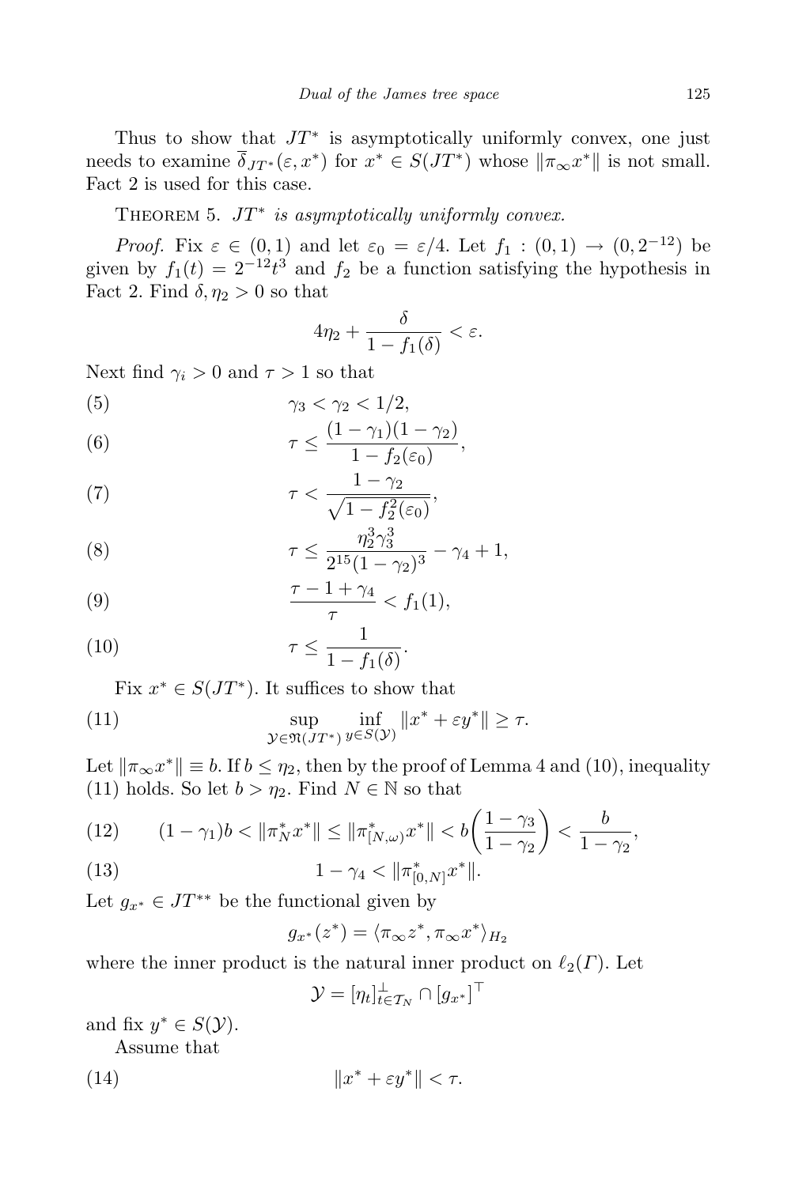Thus to show that $JT^*$ is asymptotically uniformly convex, one just needs to examine $\overline{\delta}_{JT^*}(\varepsilon, x^*)$ for $x^* \in S(JT^*)$ whose $\|\pi_\infty x^*\|$ is not small. Fact 2 is used for this case.

Theorem 5. *$JT^*$ is asymptotically uniformly convex.*

*Proof.* Fix $\varepsilon \in (0,1)$ and let $\varepsilon_0 = \varepsilon/4$. Let $f_1 : (0,1) \to (0, 2^{-12})$ be given by $f_1(t) = 2^{-12}t^3$ and $f_2$ be a function satisfying the hypothesis in Fact 2. Find $\delta, \eta_2 > 0$ so that

$$4\eta_2 + \frac{\delta}{1 - f_1(\delta)} < \varepsilon.$$

Next find $\gamma_i > 0$ and $\tau > 1$ so that

$$\gamma_3 < \gamma_2 < 1/2, \tag{5}$$

$$\tau \le \frac{(1-\gamma_1)(1-\gamma_2)}{1 - f_2(\varepsilon_0)}, \tag{6}$$

$$\tau < \frac{1-\gamma_2}{\sqrt{1 - f_2^2(\varepsilon_0)}}, \tag{7}$$

$$\tau \le \frac{\eta_2^3 \gamma_3^3}{2^{15}(1-\gamma_2)^3} - \gamma_4 + 1, \tag{8}$$

$$\frac{\tau - 1 + \gamma_4}{\tau} < f_1(1), \tag{9}$$

$$\tau \le \frac{1}{1 - f_1(\delta)}. \tag{10}$$

Fix $x^* \in S(JT^*)$. It suffices to show that

$$\sup_{\mathcal{Y} \in \mathfrak{N}(JT^*)} \inf_{y \in S(\mathcal{Y})} \|x^* + \varepsilon y^*\| \ge \tau. \tag{11}$$

Let $\|\pi_\infty x^*\| \equiv b$. If $b \le \eta_2$, then by the proof of Lemma 4 and (10), inequality (11) holds. So let $b > \eta_2$. Find $N \in \mathbb{N}$ so that

$$(1-\gamma_1)b < \|\pi_N^* x^*\| \le \|\pi_{[N,\omega)}^* x^*\| < b\left(\frac{1-\gamma_3}{1-\gamma_2}\right) < \frac{b}{1-\gamma_2}, \tag{12}$$

$$1 - \gamma_4 < \|\pi_{[0,N]}^* x^*\|. \tag{13}$$

Let $g_{x^*} \in JT^{**}$ be the functional given by

$$g_{x^*}(z^*) = \langle \pi_\infty z^*, \pi_\infty x^* \rangle_{H_2}$$

where the inner product is the natural inner product on $\ell_2(\Gamma)$. Let

$$\mathcal{Y} = [\eta_t]_{t \in \mathcal{T}_N}^\perp \cap [g_{x^*}]^\top$$

and fix $y^* \in S(\mathcal{Y})$.

Assume that

$$\|x^* + \varepsilon y^*\| < \tau. \tag{14}$$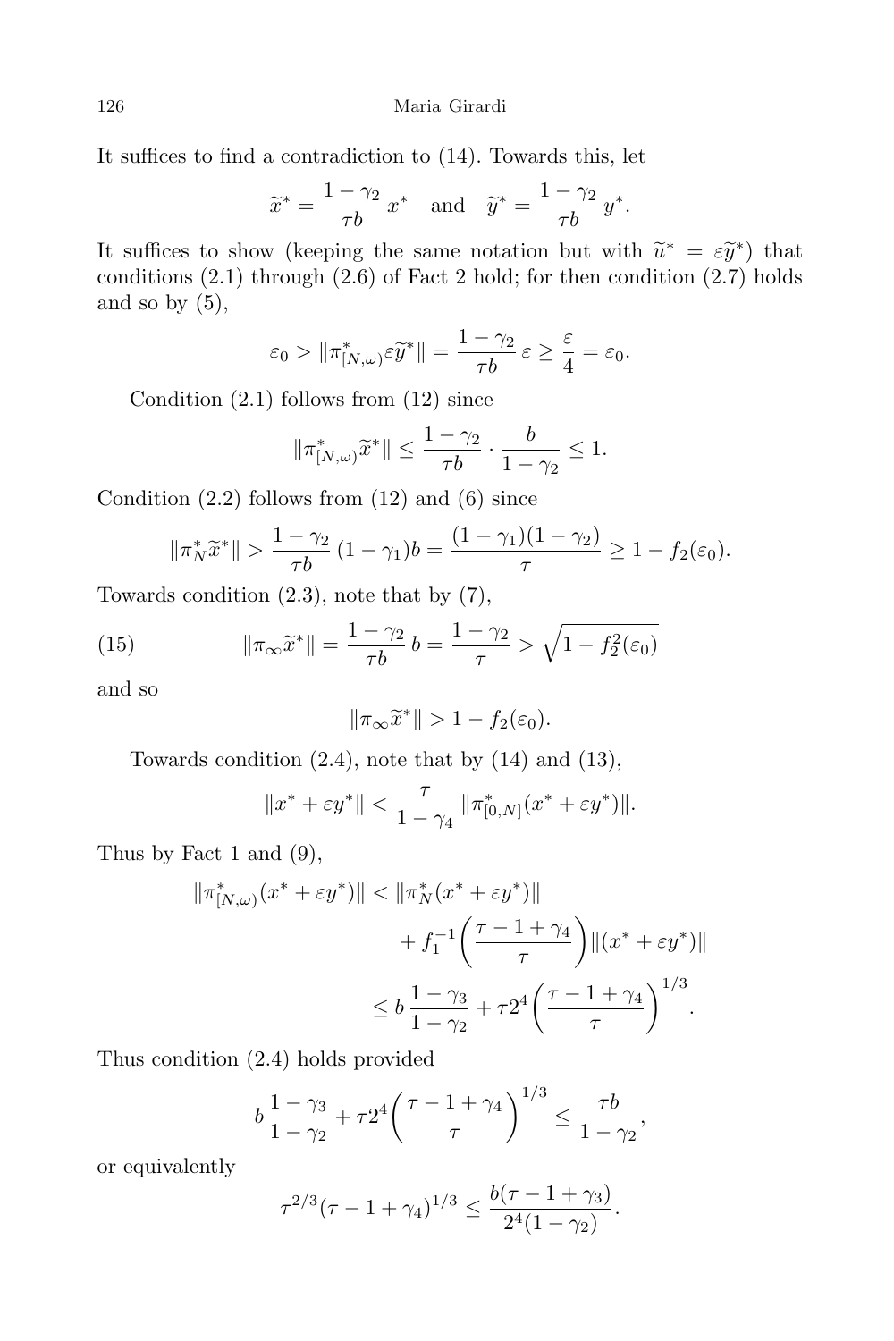It suffices to find a contradiction to (14). Towards this, let

$$\widetilde{x}^* = \frac{1-\gamma_2}{\tau b}\, x^* \quad \text{and} \quad \widetilde{y}^* = \frac{1-\gamma_2}{\tau b}\, y^*.$$

It suffices to show (keeping the same notation but with $\widetilde{u}^* = \varepsilon \widetilde{y}^*$) that conditions (2.1) through (2.6) of Fact 2 hold; for then condition (2.7) holds and so by (5),

$$\varepsilon_0 > \|\pi^*_{[N,\omega)} \varepsilon \widetilde{y}^*\| = \frac{1-\gamma_2}{\tau b}\, \varepsilon \geq \frac{\varepsilon}{4} = \varepsilon_0.$$

Condition (2.1) follows from (12) since

$$\|\pi^*_{[N,\omega)} \widetilde{x}^*\| \leq \frac{1-\gamma_2}{\tau b} \cdot \frac{b}{1-\gamma_2} \leq 1.$$

Condition (2.2) follows from (12) and (6) since

$$\|\pi^*_N \widetilde{x}^*\| > \frac{1-\gamma_2}{\tau b}\, (1-\gamma_1) b = \frac{(1-\gamma_1)(1-\gamma_2)}{\tau} \geq 1 - f_2(\varepsilon_0).$$

Towards condition (2.3), note that by (7),

$$\|\pi_\infty \widetilde{x}^*\| = \frac{1-\gamma_2}{\tau b}\, b = \frac{1-\gamma_2}{\tau} > \sqrt{1 - f_2^2(\varepsilon_0)} \tag{15}$$

and so

$$\|\pi_\infty \widetilde{x}^*\| > 1 - f_2(\varepsilon_0).$$

Towards condition (2.4), note that by (14) and (13),

$$\|x^* + \varepsilon y^*\| < \frac{\tau}{1-\gamma_4}\, \|\pi^*_{[0,N]}(x^* + \varepsilon y^*)\|.$$

Thus by Fact 1 and (9),

$$\begin{aligned}
\|\pi^*_{[N,\omega)}(x^* + \varepsilon y^*)\| &< \|\pi^*_N (x^* + \varepsilon y^*)\| \\
&\qquad + f_1^{-1}\left(\frac{\tau - 1 + \gamma_4}{\tau}\right) \|(x^* + \varepsilon y^*)\| \\
&\leq b\, \frac{1-\gamma_3}{1-\gamma_2} + \tau 2^4 \left(\frac{\tau - 1 + \gamma_4}{\tau}\right)^{1/3}.
\end{aligned}$$

Thus condition (2.4) holds provided

$$b\, \frac{1-\gamma_3}{1-\gamma_2} + \tau 2^4 \left(\frac{\tau - 1 + \gamma_4}{\tau}\right)^{1/3} \leq \frac{\tau b}{1-\gamma_2},$$

or equivalently

$$\tau^{2/3} (\tau - 1 + \gamma_4)^{1/3} \leq \frac{b(\tau - 1 + \gamma_3)}{2^4 (1-\gamma_2)}.$$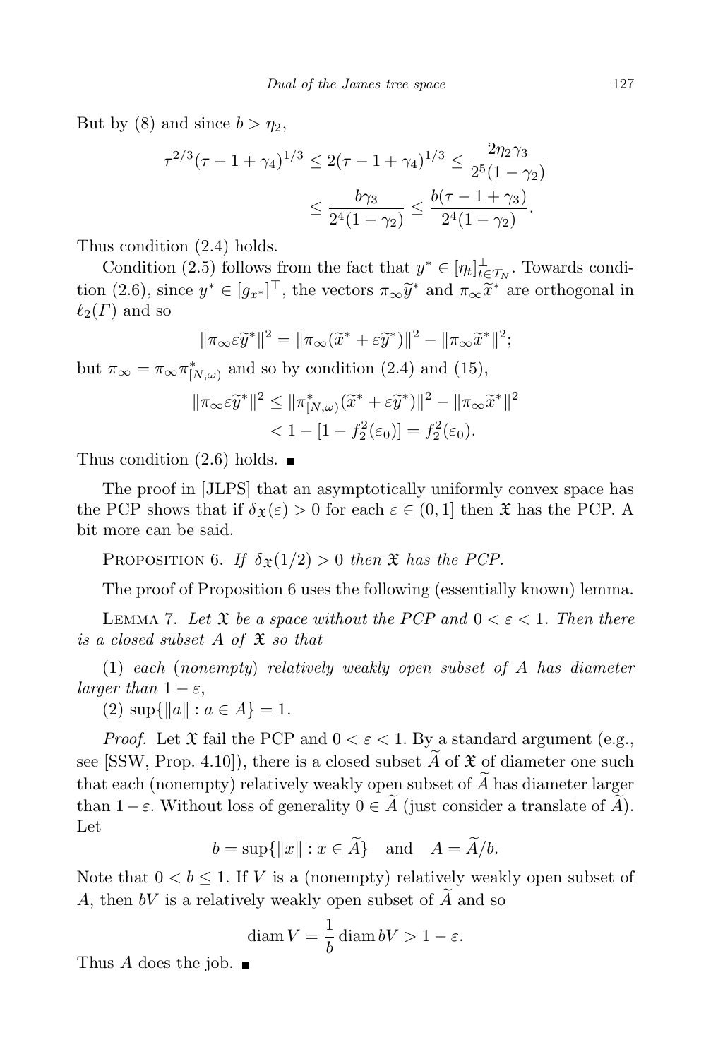But by (8) and since $b > \eta_2$,

$$\tau^{2/3}(\tau - 1 + \gamma_4)^{1/3} \le 2(\tau - 1 + \gamma_4)^{1/3} \le \frac{2\eta_2\gamma_3}{2^5(1-\gamma_2)} \le \frac{b\gamma_3}{2^4(1-\gamma_2)} \le \frac{b(\tau - 1 + \gamma_3)}{2^4(1-\gamma_2)}.$$

Thus condition (2.4) holds.

Condition (2.5) follows from the fact that $y^* \in [\eta_t]^{\perp}_{t\in\mathcal{T}_N}$. Towards condition (2.6), since $y^* \in [g_{x^*}]^{\top}$, the vectors $\pi_\infty \widetilde{y}^*$ and $\pi_\infty \widetilde{x}^*$ are orthogonal in $\ell_2(\Gamma)$ and so

$$\|\pi_\infty \varepsilon \widetilde{y}^*\|^2 = \|\pi_\infty(\widetilde{x}^* + \varepsilon\widetilde{y}^*)\|^2 - \|\pi_\infty \widetilde{x}^*\|^2;$$

but $\pi_\infty = \pi_\infty \pi^*_{[N,\omega)}$ and so by condition (2.4) and (15),

$$\|\pi_\infty \varepsilon \widetilde{y}^*\|^2 \le \|\pi^*_{[N,\omega)}(\widetilde{x}^* + \varepsilon\widetilde{y}^*)\|^2 - \|\pi_\infty \widetilde{x}^*\|^2 < 1 - [1 - f_2^2(\varepsilon_0)] = f_2^2(\varepsilon_0).$$

Thus condition (2.6) holds. ∎

The proof in [JLPS] that an asymptotically uniformly convex space has the PCP shows that if $\overline{\delta}_{\mathfrak{X}}(\varepsilon) > 0$ for each $\varepsilon \in (0,1]$ then $\mathfrak{X}$ has the PCP. A bit more can be said.

Proposition 6. *If $\overline{\delta}_{\mathfrak{X}}(1/2) > 0$ then $\mathfrak{X}$ has the PCP.*

The proof of Proposition 6 uses the following (essentially known) lemma.

Lemma 7. *Let $\mathfrak{X}$ be a space without the PCP and $0 < \varepsilon < 1$. Then there is a closed subset $A$ of $\mathfrak{X}$ so that*

(1) *each* (*nonempty*) *relatively weakly open subset of $A$ has diameter larger than $1 - \varepsilon$,*

(2) $\sup\{\|a\| : a \in A\} = 1$.

*Proof.* Let $\mathfrak{X}$ fail the PCP and $0 < \varepsilon < 1$. By a standard argument (e.g., see [SSW, Prop. 4.10]), there is a closed subset $\widetilde{A}$ of $\mathfrak{X}$ of diameter one such that each (nonempty) relatively weakly open subset of $\widetilde{A}$ has diameter larger than $1-\varepsilon$. Without loss of generality $0 \in \widetilde{A}$ (just consider a translate of $\widetilde{A}$). Let

$$b = \sup\{\|x\| : x \in \widetilde{A}\} \quad \text{and} \quad A = \widetilde{A}/b.$$

Note that $0 < b \le 1$. If $V$ is a (nonempty) relatively weakly open subset of $A$, then $bV$ is a relatively weakly open subset of $\widetilde{A}$ and so

$$\operatorname{diam} V = \frac{1}{b}\operatorname{diam} bV > 1 - \varepsilon.$$

Thus $A$ does the job. ∎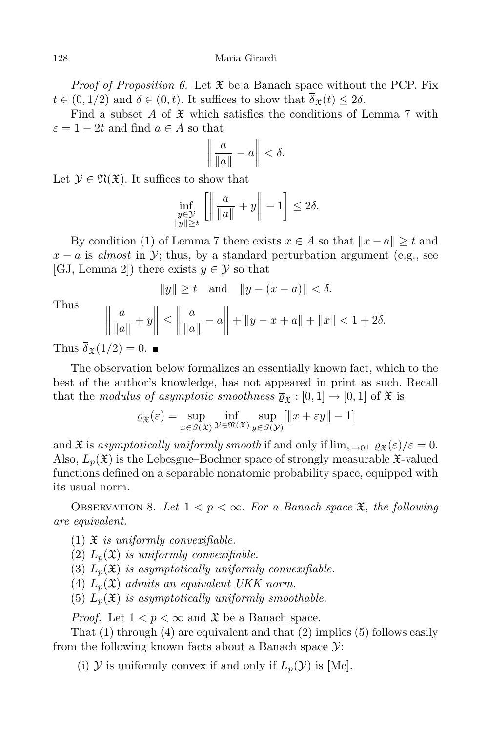*Proof of Proposition 6.* Let $\mathfrak{X}$ be a Banach space without the PCP. Fix $t \in (0, 1/2)$ and $\delta \in (0, t)$. It suffices to show that $\overline{\delta}_{\mathfrak{X}}(t) \leq 2\delta$.

Find a subset $A$ of $\mathfrak{X}$ which satisfies the conditions of Lemma 7 with $\varepsilon = 1 - 2t$ and find $a \in A$ so that

$$\left\| \frac{a}{\|a\|} - a \right\| < \delta.$$

Let $\mathcal{Y} \in \mathfrak{N}(\mathfrak{X})$. It suffices to show that

$$\inf_{\substack{y \in \mathcal{Y} \\ \|y\| \geq t}} \left[ \left\| \frac{a}{\|a\|} + y \right\| - 1 \right] \leq 2\delta.$$

By condition (1) of Lemma 7 there exists $x \in A$ so that $\|x - a\| \geq t$ and $x - a$ is *almost* in $\mathcal{Y}$; thus, by a standard perturbation argument (e.g., see [GJ, Lemma 2]) there exists $y \in \mathcal{Y}$ so that

$$\|y\| \geq t \quad \text{and} \quad \|y - (x - a)\| < \delta.$$

Thus

$$\left\| \frac{a}{\|a\|} + y \right\| \leq \left\| \frac{a}{\|a\|} - a \right\| + \|y - x + a\| + \|x\| < 1 + 2\delta.$$

Thus $\overline{\delta}_{\mathfrak{X}}(1/2) = 0$. ∎

The observation below formalizes an essentially known fact, which to the best of the author's knowledge, has not appeared in print as such. Recall that the *modulus of asymptotic smoothness* $\overline{\varrho}_{\mathfrak{X}} : [0, 1] \to [0, 1]$ of $\mathfrak{X}$ is

$$\overline{\varrho}_{\mathfrak{X}}(\varepsilon) = \sup_{x \in S(\mathfrak{X})} \inf_{\mathcal{Y} \in \mathfrak{N}(\mathfrak{X})} \sup_{y \in S(\mathcal{Y})} [\|x + \varepsilon y\| - 1]$$

and $\mathfrak{X}$ is *asymptotically uniformly smooth* if and only if $\lim_{\varepsilon \to 0^+} \varrho_{\mathfrak{X}}(\varepsilon)/\varepsilon = 0$. Also, $L_p(\mathfrak{X})$ is the Lebesgue–Bochner space of strongly measurable $\mathfrak{X}$-valued functions defined on a separable nonatomic probability space, equipped with its usual norm.

Observation 8. *Let $1 < p < \infty$. For a Banach space $\mathfrak{X}$, the following are equivalent.*

(1) *$\mathfrak{X}$ is uniformly convexifiable.*
(2) *$L_p(\mathfrak{X})$ is uniformly convexifiable.*
(3) *$L_p(\mathfrak{X})$ is asymptotically uniformly convexifiable.*
(4) *$L_p(\mathfrak{X})$ admits an equivalent UKK norm.*
(5) *$L_p(\mathfrak{X})$ is asymptotically uniformly smoothable.*

*Proof.* Let $1 < p < \infty$ and $\mathfrak{X}$ be a Banach space.

That (1) through (4) are equivalent and that (2) implies (5) follows easily from the following known facts about a Banach space $\mathcal{Y}$:

(i) $\mathcal{Y}$ is uniformly convex if and only if $L_p(\mathcal{Y})$ is [Mc].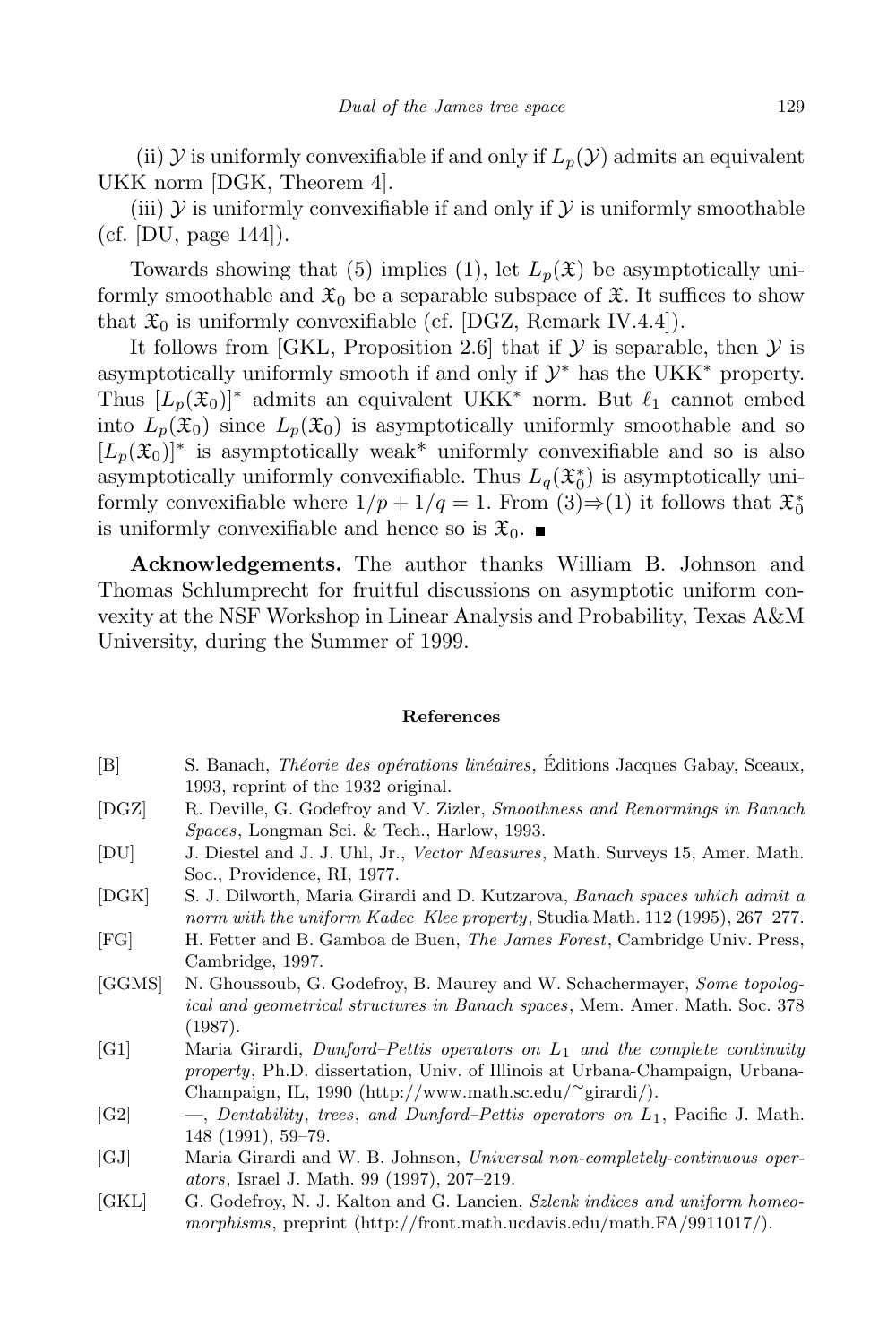(ii) $\mathcal{Y}$ is uniformly convexifiable if and only if $L_p(\mathcal{Y})$ admits an equivalent UKK norm [DGK, Theorem 4].

(iii) $\mathcal{Y}$ is uniformly convexifiable if and only if $\mathcal{Y}$ is uniformly smoothable (cf. [DU, page 144]).

Towards showing that (5) implies (1), let $L_p(\mathfrak{X})$ be asymptotically uniformly smoothable and $\mathfrak{X}_0$ be a separable subspace of $\mathfrak{X}$. It suffices to show that $\mathfrak{X}_0$ is uniformly convexifiable (cf. [DGZ, Remark IV.4.4]).

It follows from [GKL, Proposition 2.6] that if $\mathcal{Y}$ is separable, then $\mathcal{Y}$ is asymptotically uniformly smooth if and only if $\mathcal{Y}^*$ has the UKK$^*$ property. Thus $[L_p(\mathfrak{X}_0)]^*$ admits an equivalent UKK$^*$ norm. But $\ell_1$ cannot embed into $L_p(\mathfrak{X}_0)$ since $L_p(\mathfrak{X}_0)$ is asymptotically uniformly smoothable and so $[L_p(\mathfrak{X}_0)]^*$ is asymptotically weak$^*$ uniformly convexifiable and so is also asymptotically uniformly convexifiable. Thus $L_q(\mathfrak{X}_0^*)$ is asymptotically uniformly convexifiable where $1/p + 1/q = 1$. From (3)$\Rightarrow$(1) it follows that $\mathfrak{X}_0^*$ is uniformly convexifiable and hence so is $\mathfrak{X}_0$. ∎

**Acknowledgements.** The author thanks William B. Johnson and Thomas Schlumprecht for fruitful discussions on asymptotic uniform convexity at the NSF Workshop in Linear Analysis and Probability, Texas A&M University, during the Summer of 1999.

## References

[B] S. Banach, *Théorie des opérations linéaires*, Éditions Jacques Gabay, Sceaux, 1993, reprint of the 1932 original.

[DGZ] R. Deville, G. Godefroy and V. Zizler, *Smoothness and Renormings in Banach Spaces*, Longman Sci. & Tech., Harlow, 1993.

[DU] J. Diestel and J. J. Uhl, Jr., *Vector Measures*, Math. Surveys 15, Amer. Math. Soc., Providence, RI, 1977.

[DGK] S. J. Dilworth, Maria Girardi and D. Kutzarova, *Banach spaces which admit a norm with the uniform Kadec–Klee property*, Studia Math. 112 (1995), 267–277.

[FG] H. Fetter and B. Gamboa de Buen, *The James Forest*, Cambridge Univ. Press, Cambridge, 1997.

[GGMS] N. Ghoussoub, G. Godefroy, B. Maurey and W. Schachermayer, *Some topological and geometrical structures in Banach spaces*, Mem. Amer. Math. Soc. 378 (1987).

[G1] Maria Girardi, *Dunford–Pettis operators on $L_1$ and the complete continuity property*, Ph.D. dissertation, Univ. of Illinois at Urbana-Champaign, Urbana-Champaign, IL, 1990 (http://www.math.sc.edu/~girardi/).

[G2] —, *Dentability, trees, and Dunford–Pettis operators on $L_1$*, Pacific J. Math. 148 (1991), 59–79.

[GJ] Maria Girardi and W. B. Johnson, *Universal non-completely-continuous operators*, Israel J. Math. 99 (1997), 207–219.

[GKL] G. Godefroy, N. J. Kalton and G. Lancien, *Szlenk indices and uniform homeomorphisms*, preprint (http://front.math.ucdavis.edu/math.FA/9911017/).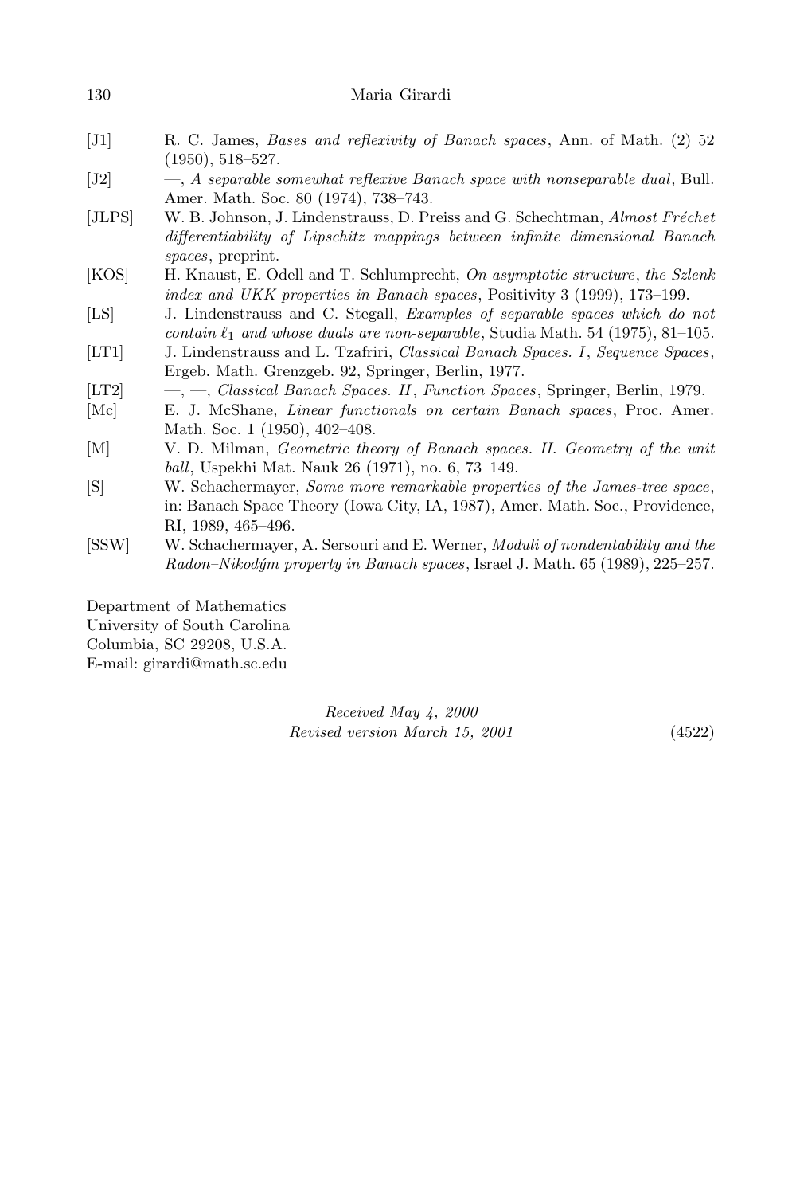[J1] R. C. James, *Bases and reflexivity of Banach spaces*, Ann. of Math. (2) 52 (1950), 518–527.

[J2] —, *A separable somewhat reflexive Banach space with nonseparable dual*, Bull. Amer. Math. Soc. 80 (1974), 738–743.

[JLPS] W. B. Johnson, J. Lindenstrauss, D. Preiss and G. Schechtman, *Almost Fréchet differentiability of Lipschitz mappings between infinite dimensional Banach spaces*, preprint.

[KOS] H. Knaust, E. Odell and T. Schlumprecht, *On asymptotic structure, the Szlenk index and UKK properties in Banach spaces*, Positivity 3 (1999), 173–199.

[LS] J. Lindenstrauss and C. Stegall, *Examples of separable spaces which do not contain $\ell_1$ and whose duals are non-separable*, Studia Math. 54 (1975), 81–105.

[LT1] J. Lindenstrauss and L. Tzafriri, *Classical Banach Spaces. I, Sequence Spaces*, Ergeb. Math. Grenzgeb. 92, Springer, Berlin, 1977.

[LT2] —, —, *Classical Banach Spaces. II, Function Spaces*, Springer, Berlin, 1979.

[Mc] E. J. McShane, *Linear functionals on certain Banach spaces*, Proc. Amer. Math. Soc. 1 (1950), 402–408.

[M] V. D. Milman, *Geometric theory of Banach spaces. II. Geometry of the unit ball*, Uspekhi Mat. Nauk 26 (1971), no. 6, 73–149.

[S] W. Schachermayer, *Some more remarkable properties of the James-tree space*, in: Banach Space Theory (Iowa City, IA, 1987), Amer. Math. Soc., Providence, RI, 1989, 465–496.

[SSW] W. Schachermayer, A. Sersouri and E. Werner, *Moduli of nondentability and the Radon–Nikodým property in Banach spaces*, Israel J. Math. 65 (1989), 225–257.

Department of Mathematics
University of South Carolina
Columbia, SC 29208, U.S.A.
E-mail: girardi@math.sc.edu

*Received May 4, 2000*
*Revised version March 15, 2001* (4522)